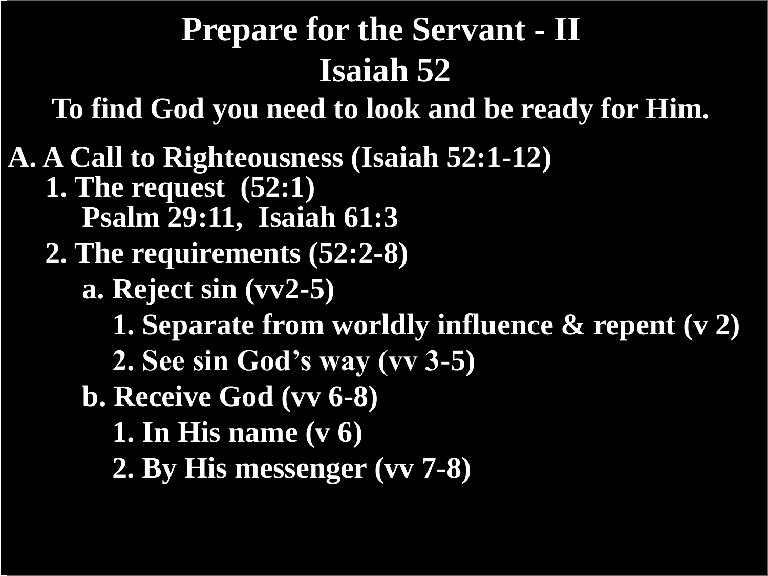# Prepare for the Servant - II

## Isaiah 52

### To find God you need to look and be ready for Him.

**A. A Call to Righteousness (Isaiah 52:1-12)**

- **1. The request (52:1)**
  - **Psalm 29:11, Isaiah 61:3**
- **2. The requirements (52:2-8)**
  - **a. Reject sin (vv2-5)**
    - **1. Separate from worldly influence & repent (v 2)**
    - **2. See sin God's way (vv 3-5)**
  - **b. Receive God (vv 6-8)**
    - **1. In His name (v 6)**
    - **2. By His messenger (vv 7-8)**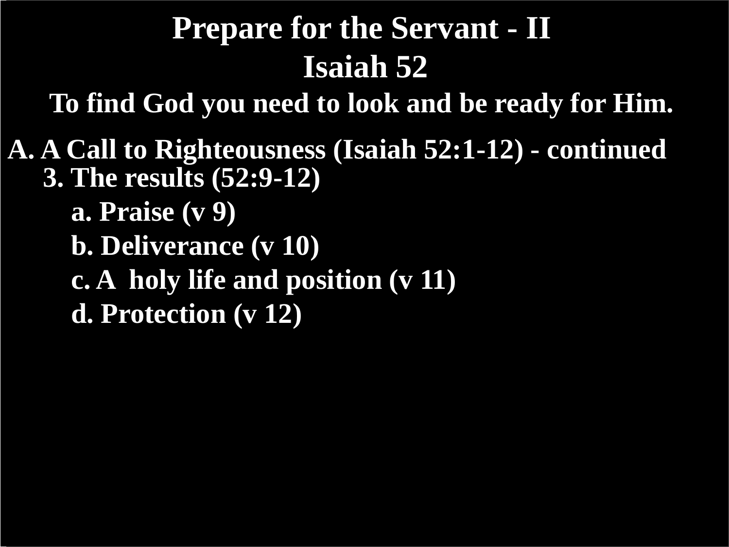# Prepare for the Servant - II

## Isaiah 52

**To find God you need to look and be ready for Him.**

**A. A Call to Righteousness (Isaiah 52:1-12) - continued**

**3. The results (52:9-12)**

- **a. Praise (v 9)**
- **b. Deliverance (v 10)**
- **c. A holy life and position (v 11)**
- **d. Protection (v 12)**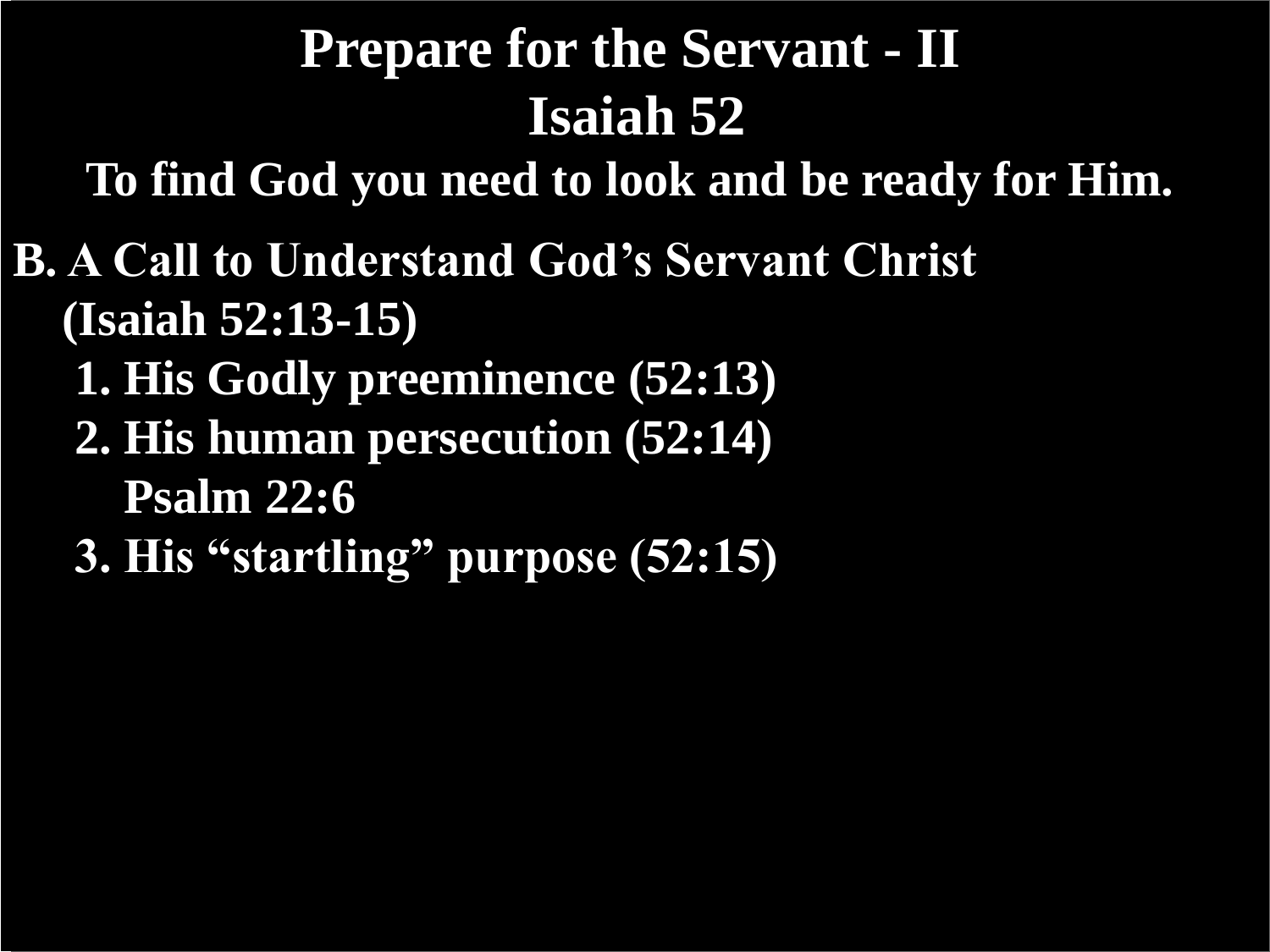# Prepare for the Servant - II
## Isaiah 52
### To find God you need to look and be ready for Him.

**B. A Call to Understand God’s Servant Christ (Isaiah 52:13-15)**

1. His Godly preeminence (52:13)
2. His human persecution (52:14)
   Psalm 22:6
3. His “startling” purpose (52:15)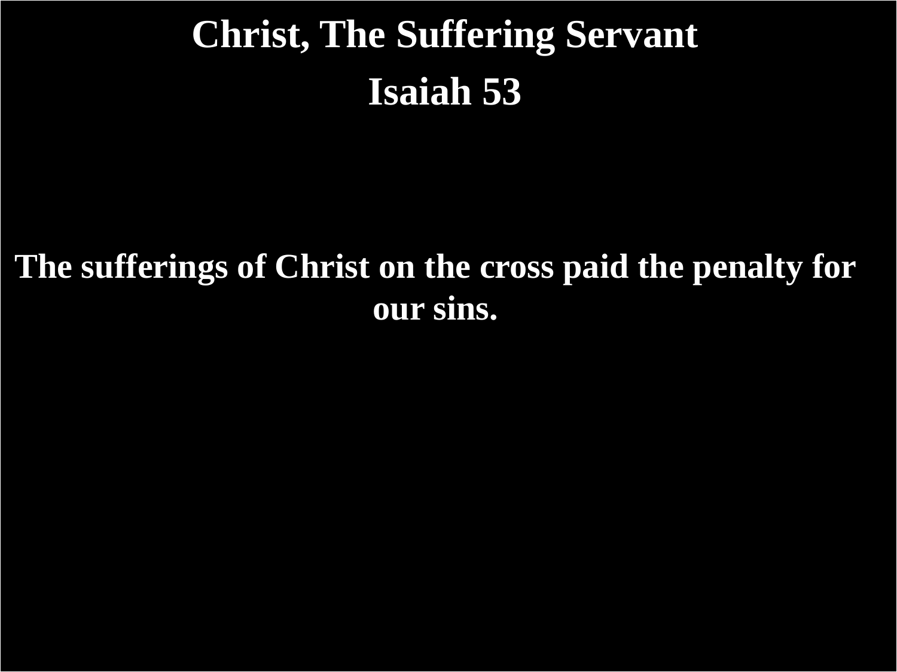# Christ, The Suffering Servant

## Isaiah 53

**The sufferings of Christ on the cross paid the penalty for our sins.**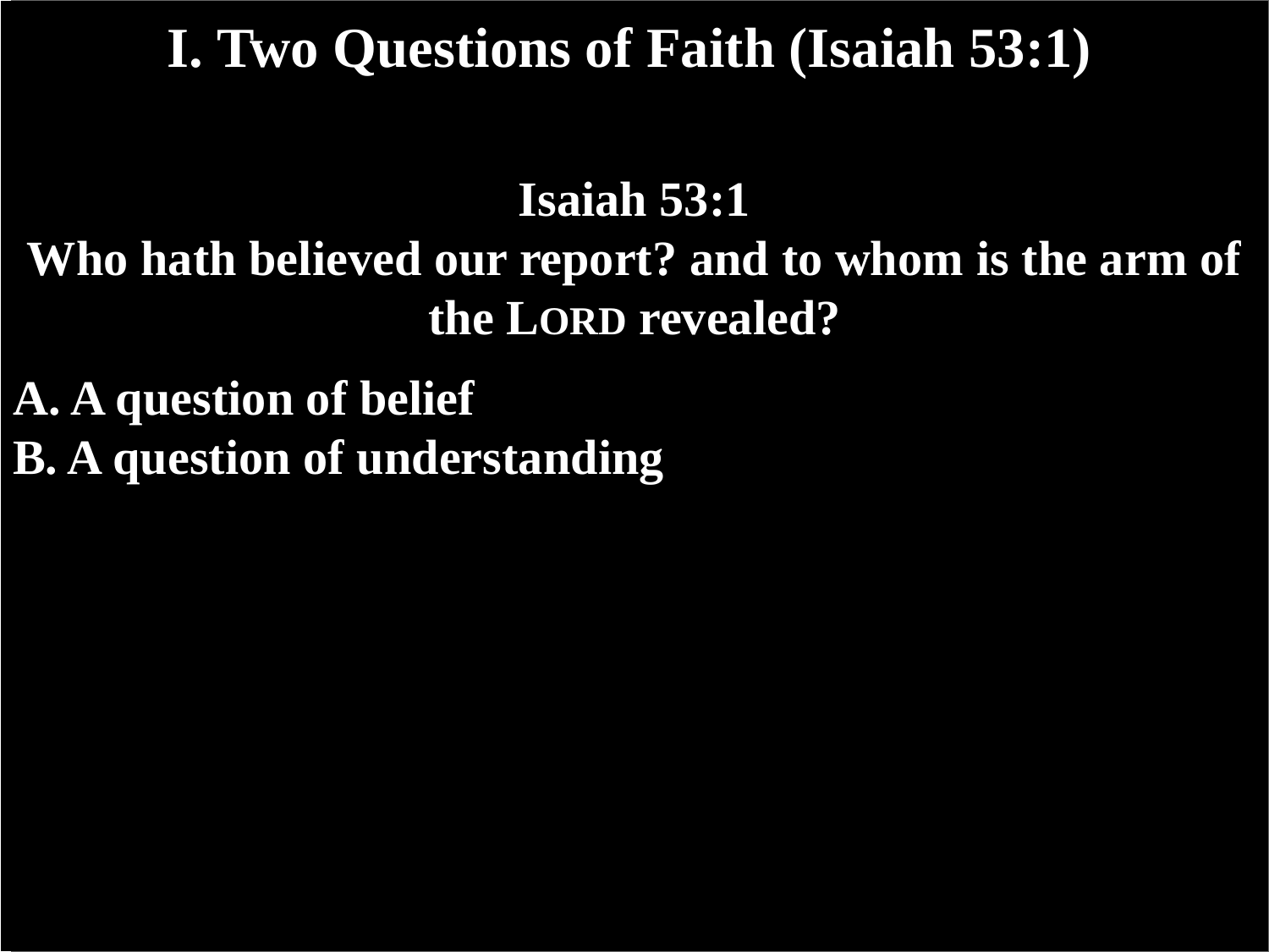# I. Two Questions of Faith (Isaiah 53:1)

**Isaiah 53:1**
**Who hath believed our report? and to whom is the arm of the LORD revealed?**

**A. A question of belief**
**B. A question of understanding**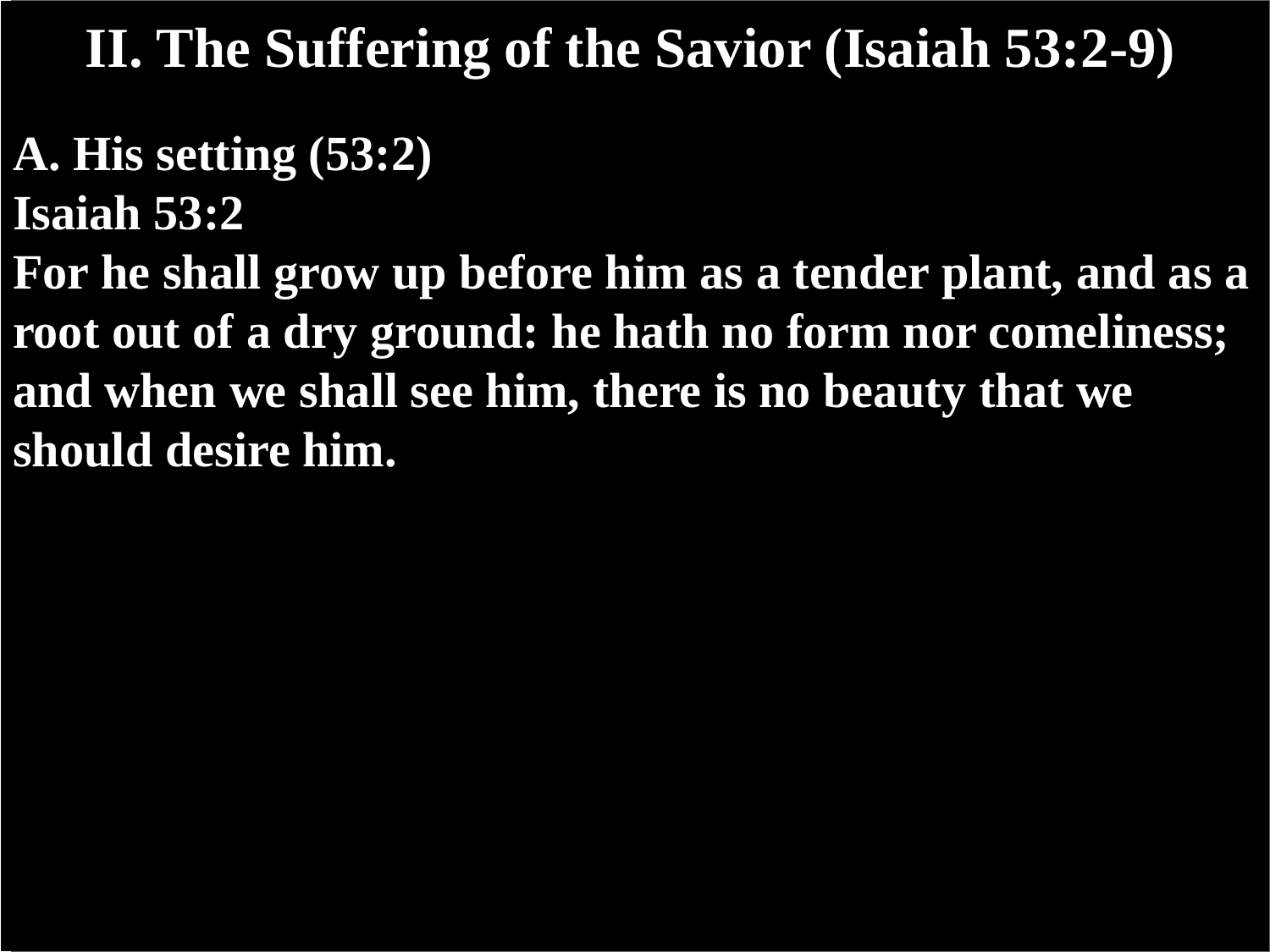# II. The Suffering of the Savior (Isaiah 53:2-9)

**A. His setting (53:2)**

**Isaiah 53:2**

**For he shall grow up before him as a tender plant, and as a root out of a dry ground: he hath no form nor comeliness; and when we shall see him, there is no beauty that we should desire him.**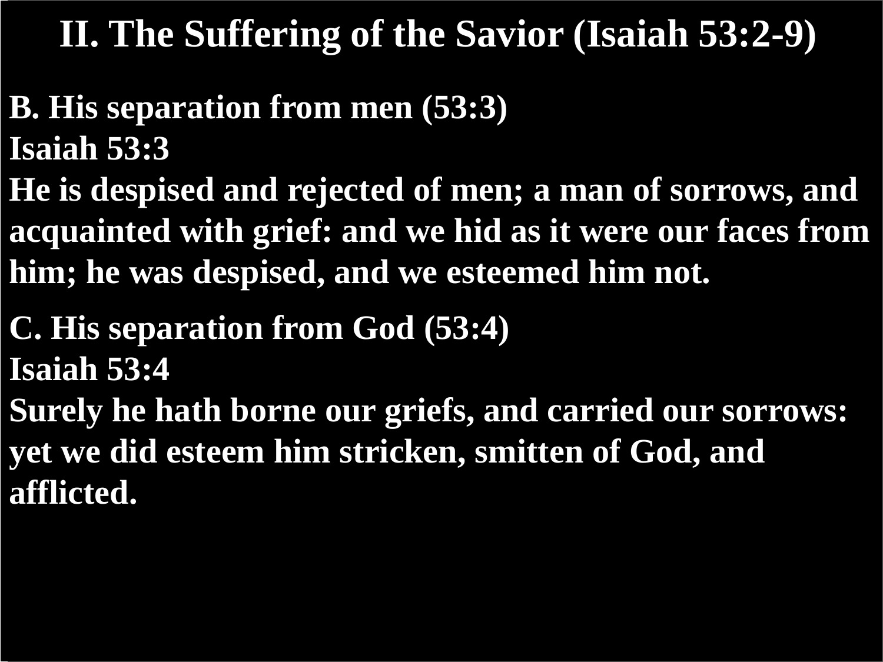# II. The Suffering of the Savior (Isaiah 53:2-9)

**B. His separation from men (53:3)**

**Isaiah 53:3**

**He is despised and rejected of men; a man of sorrows, and acquainted with grief: and we hid as it were our faces from him; he was despised, and we esteemed him not.**

**C. His separation from God (53:4)**

**Isaiah 53:4**

**Surely he hath borne our griefs, and carried our sorrows: yet we did esteem him stricken, smitten of God, and afflicted.**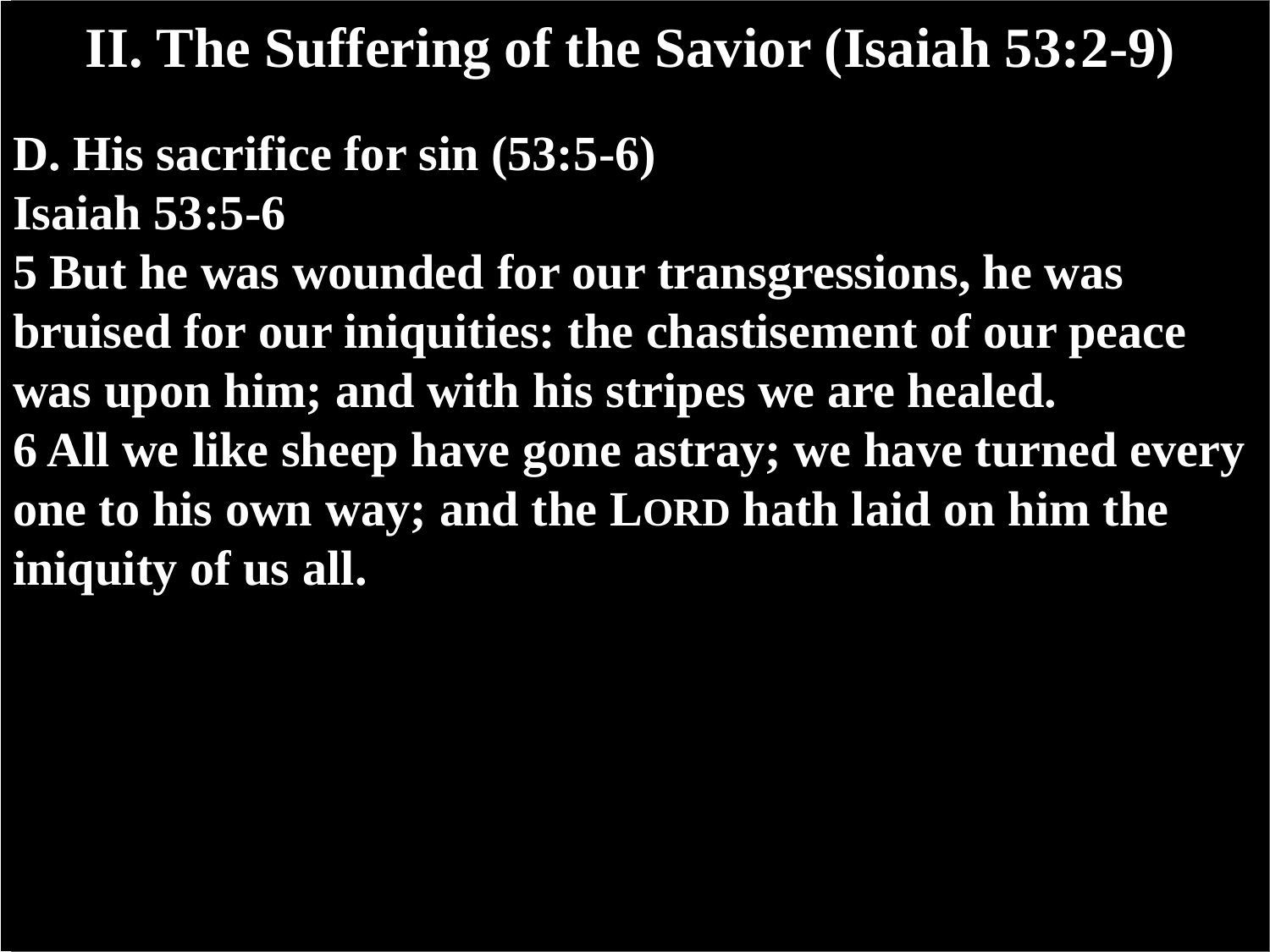# II. The Suffering of the Savior (Isaiah 53:2-9)

**D. His sacrifice for sin (53:5-6)**

**Isaiah 53:5-6**

**5 But he was wounded for our transgressions, he was bruised for our iniquities: the chastisement of our peace was upon him; and with his stripes we are healed.**

**6 All we like sheep have gone astray; we have turned every one to his own way; and the LORD hath laid on him the iniquity of us all.**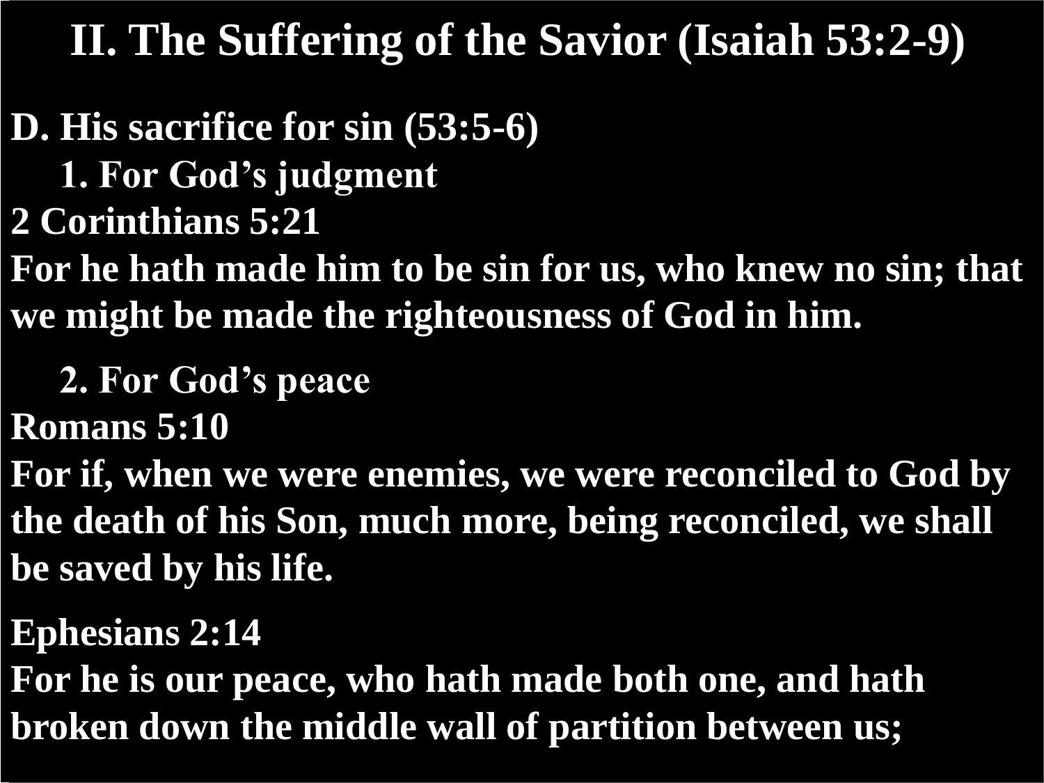# II. The Suffering of the Savior (Isaiah 53:2-9)

**D. His sacrifice for sin (53:5-6)**

**1. For God's judgment**

**2 Corinthians 5:21**

**For he hath made him to be sin for us, who knew no sin; that we might be made the righteousness of God in him.**

**2. For God's peace**

**Romans 5:10**

**For if, when we were enemies, we were reconciled to God by the death of his Son, much more, being reconciled, we shall be saved by his life.**

**Ephesians 2:14**

**For he is our peace, who hath made both one, and hath broken down the middle wall of partition between us;**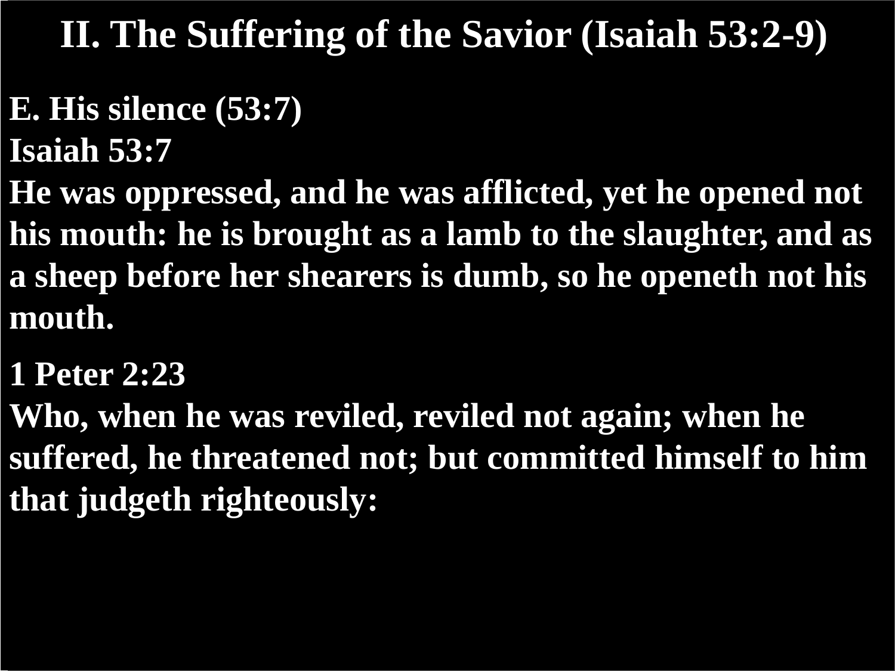# II. The Suffering of the Savior (Isaiah 53:2-9)

**E. His silence (53:7)**

**Isaiah 53:7**

**He was oppressed, and he was afflicted, yet he opened not his mouth: he is brought as a lamb to the slaughter, and as a sheep before her shearers is dumb, so he openeth not his mouth.**

**1 Peter 2:23**

**Who, when he was reviled, reviled not again; when he suffered, he threatened not; but committed himself to him that judgeth righteously:**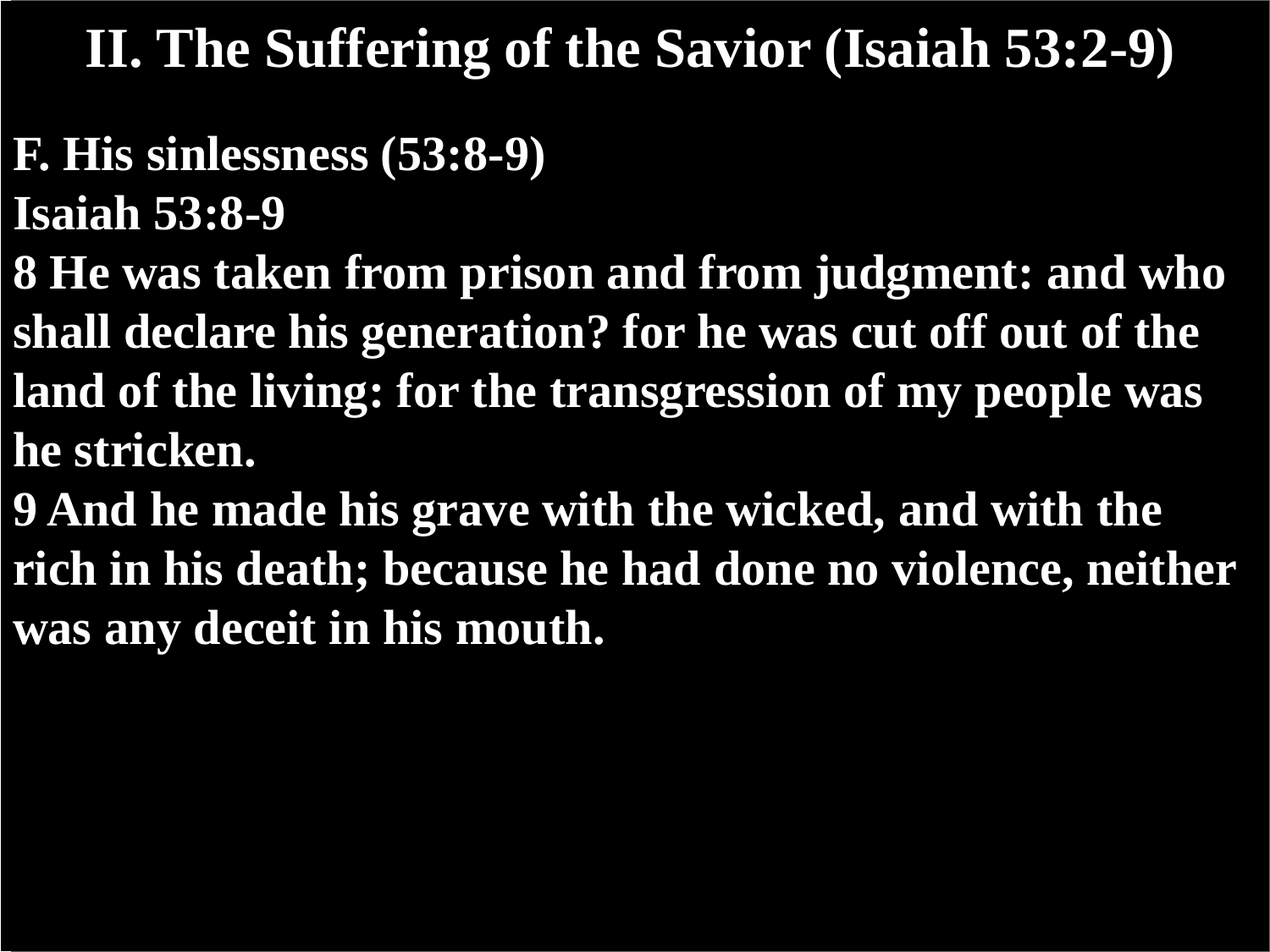# II. The Suffering of the Savior (Isaiah 53:2-9)

**F. His sinlessness (53:8-9)**

**Isaiah 53:8-9**

**8 He was taken from prison and from judgment: and who shall declare his generation? for he was cut off out of the land of the living: for the transgression of my people was he stricken.**

**9 And he made his grave with the wicked, and with the rich in his death; because he had done no violence, neither was any deceit in his mouth.**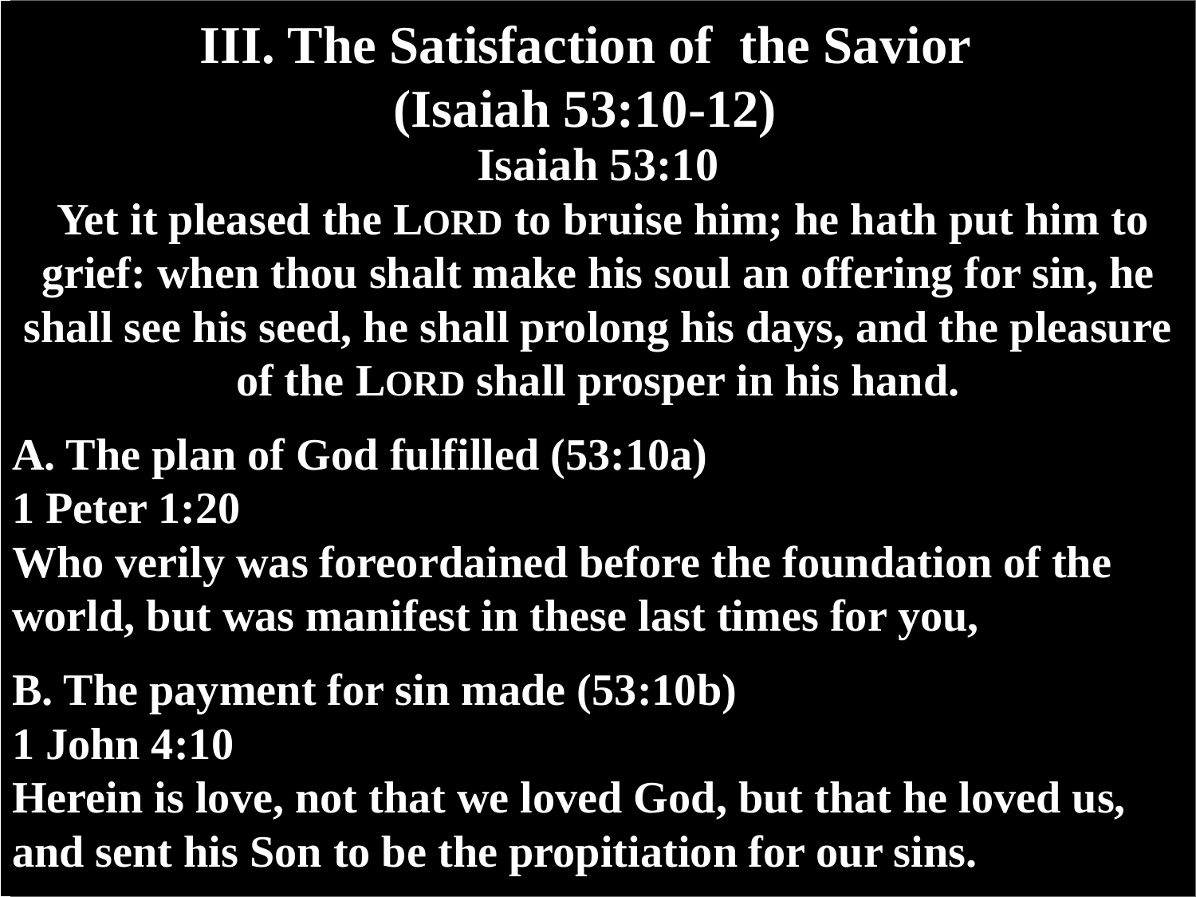# III. The Satisfaction of the Savior (Isaiah 53:10-12)

**Isaiah 53:10**

**Yet it pleased the LORD to bruise him; he hath put him to grief: when thou shalt make his soul an offering for sin, he shall see his seed, he shall prolong his days, and the pleasure of the LORD shall prosper in his hand.**

**A. The plan of God fulfilled (53:10a)**

**1 Peter 1:20**

**Who verily was foreordained before the foundation of the world, but was manifest in these last times for you,**

**B. The payment for sin made (53:10b)**

**1 John 4:10**

**Herein is love, not that we loved God, but that he loved us, and sent his Son to be the propitiation for our sins.**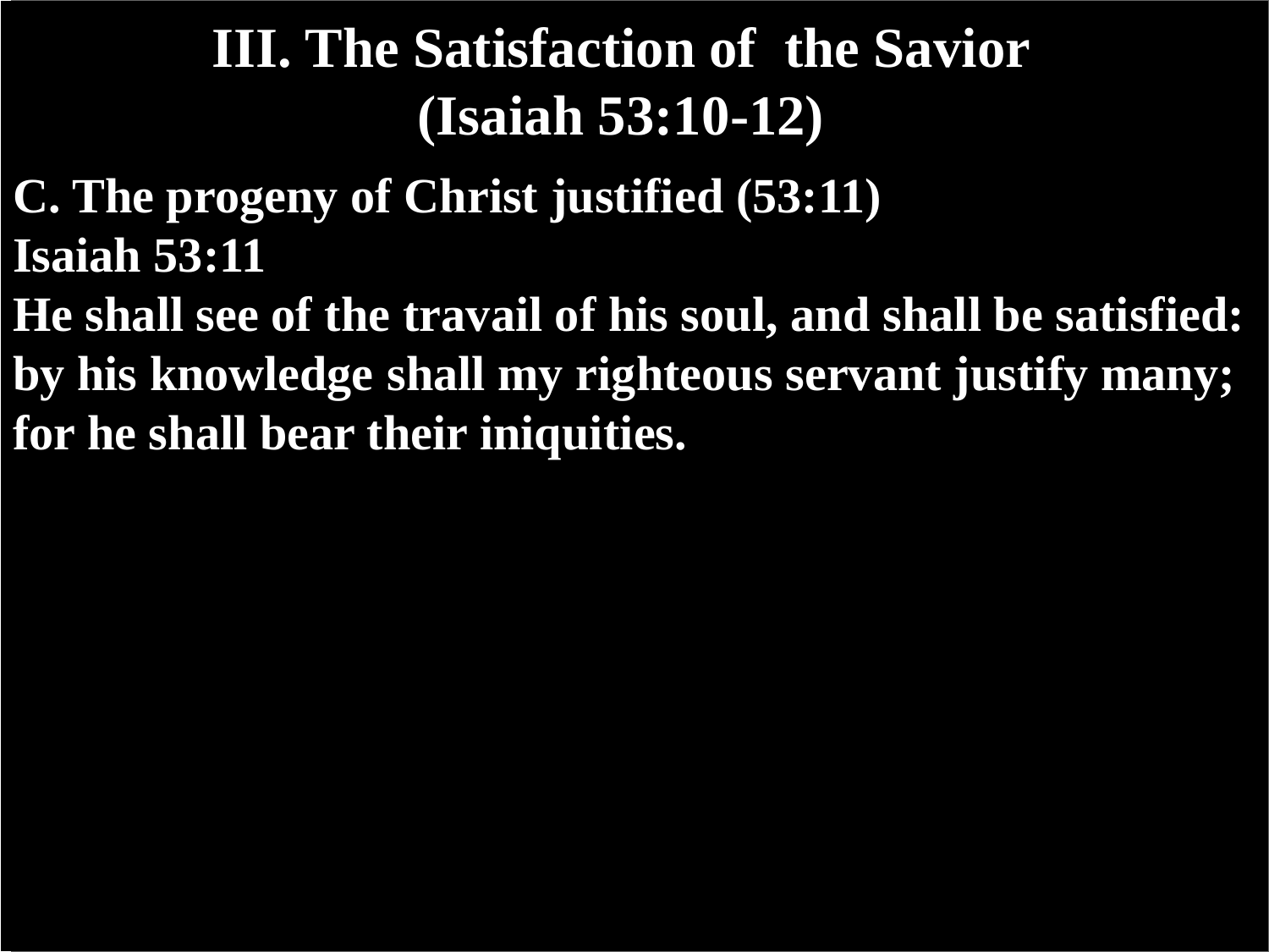# III. The Satisfaction of the Savior (Isaiah 53:10-12)

**C. The progeny of Christ justified (53:11)**

**Isaiah 53:11**

**He shall see of the travail of his soul, and shall be satisfied: by his knowledge shall my righteous servant justify many; for he shall bear their iniquities.**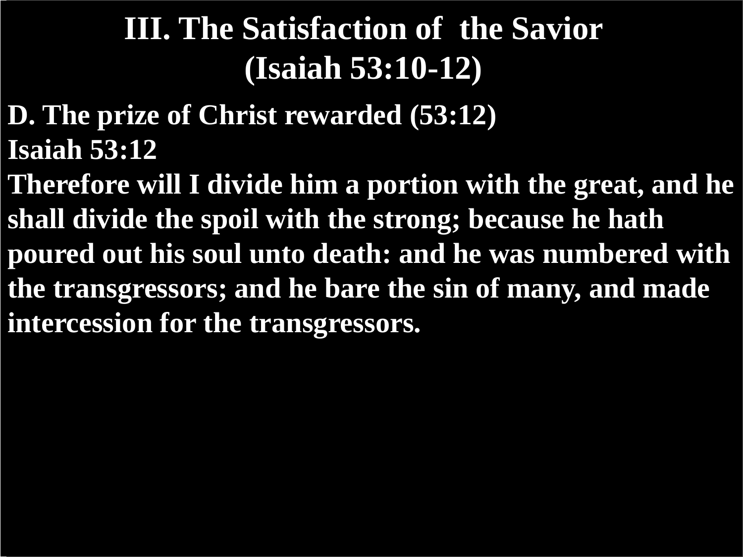# III. The Satisfaction of the Savior (Isaiah 53:10-12)

**D. The prize of Christ rewarded (53:12)**

**Isaiah 53:12**

**Therefore will I divide him a portion with the great, and he shall divide the spoil with the strong; because he hath poured out his soul unto death: and he was numbered with the transgressors; and he bare the sin of many, and made intercession for the transgressors.**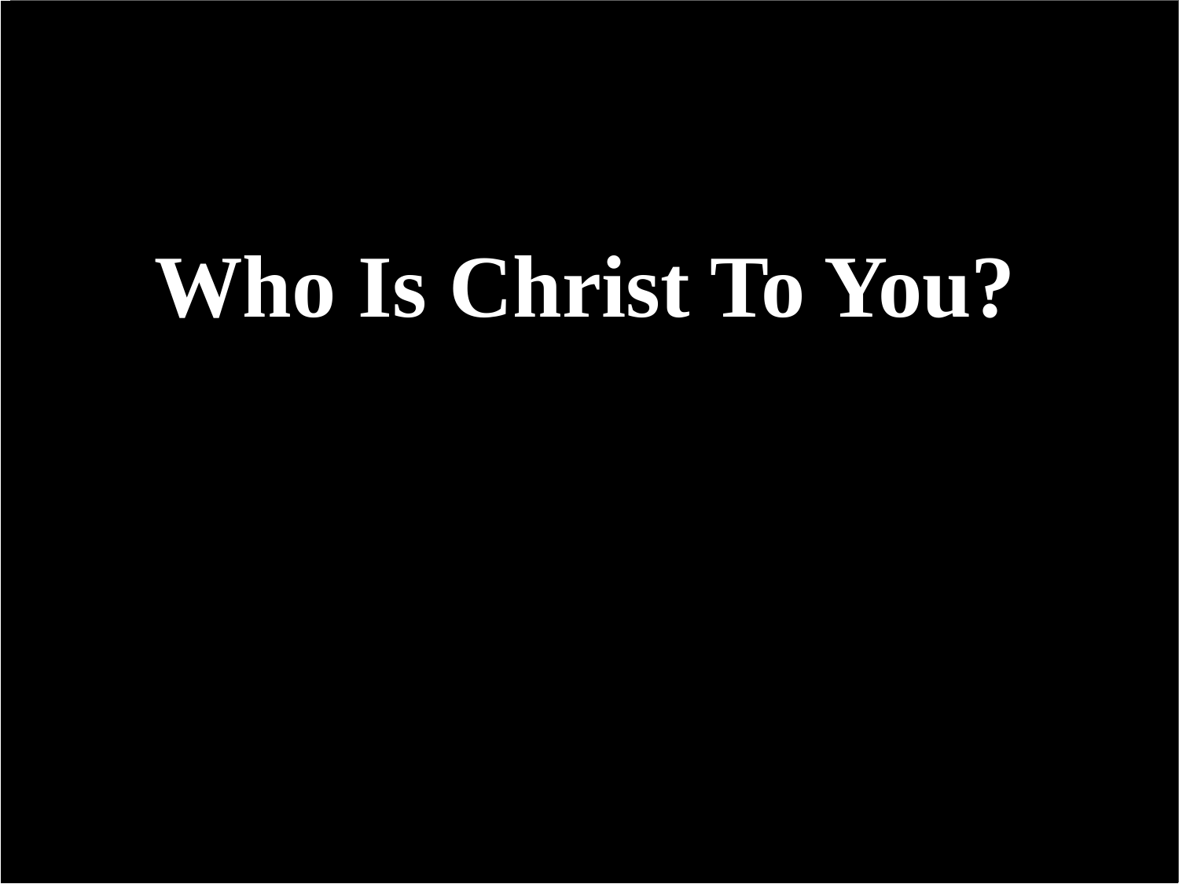# Who Is Christ To You?